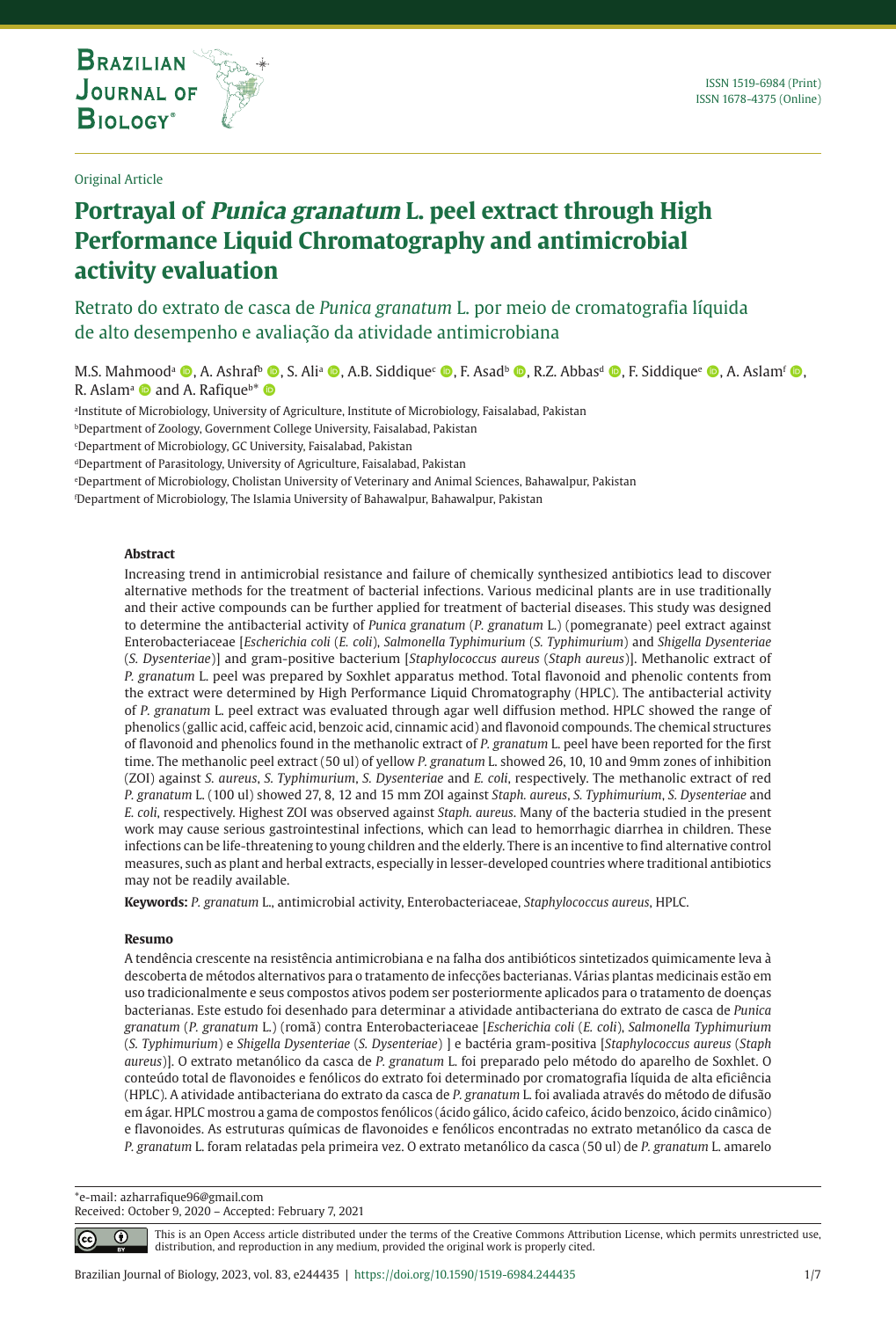Original Article

# Portrayal of *Punica granatum* L. peel extract through High Performance Liquid Chromatography and antimicrobial activity evaluation

Retrato do extrato de casca de *Punica granatum* L. por meio de cromatografia líquida de alto desempenho e avaliação da atividade antimicrobiana

M.S. Mahmood[a], A. Ashraf[b], S. Ali[a], A.B. Siddique[c], F. Asad[b], R.Z. Abbas[d], F. Siddique[e], A. Aslam[f], R. Aslam[a] and A. Rafique[b]*

[a]Institute of Microbiology, University of Agriculture, Institute of Microbiology, Faisalabad, Pakistan
[b]Department of Zoology, Government College University, Faisalabad, Pakistan
[c]Department of Microbiology, GC University, Faisalabad, Pakistan
[d]Department of Parasitology, University of Agriculture, Faisalabad, Pakistan
[e]Department of Microbiology, Cholistan University of Veterinary and Animal Sciences, Bahawalpur, Pakistan
[f]Department of Microbiology, The Islamia University of Bahawalpur, Bahawalpur, Pakistan

**Abstract**

Increasing trend in antimicrobial resistance and failure of chemically synthesized antibiotics lead to discover alternative methods for the treatment of bacterial infections. Various medicinal plants are in use traditionally and their active compounds can be further applied for treatment of bacterial diseases. This study was designed to determine the antibacterial activity of *Punica granatum* (*P. granatum* L.) (pomegranate) peel extract against Enterobacteriaceae [*Escherichia coli* (*E. coli*), *Salmonella Typhimurium* (*S. Typhimurium*) and *Shigella Dysenteriae* (*S. Dysenteriae*)] and gram-positive bacterium [*Staphylococcus aureus* (*Staph aureus*)]. Methanolic extract of *P. granatum* L. peel was prepared by Soxhlet apparatus method. Total flavonoid and phenolic contents from the extract were determined by High Performance Liquid Chromatography (HPLC). The antibacterial activity of *P. granatum* L. peel extract was evaluated through agar well diffusion method. HPLC showed the range of phenolics (gallic acid, caffeic acid, benzoic acid, cinnamic acid) and flavonoid compounds. The chemical structures of flavonoid and phenolics found in the methanolic extract of *P. granatum* L. peel have been reported for the first time. The methanolic peel extract (50 ul) of yellow *P. granatum* L. showed 26, 10, 10 and 9mm zones of inhibition (ZOI) against *S. aureus*, *S. Typhimurium*, *S. Dysenteriae* and *E. coli*, respectively. The methanolic extract of red *P. granatum* L. (100 ul) showed 27, 8, 12 and 15 mm ZOI against *Staph. aureus*, *S. Typhimurium*, *S. Dysenteriae* and *E. coli*, respectively. Highest ZOI was observed against *Staph. aureus*. Many of the bacteria studied in the present work may cause serious gastrointestinal infections, which can lead to hemorrhagic diarrhea in children. These infections can be life-threatening to young children and the elderly. There is an incentive to find alternative control measures, such as plant and herbal extracts, especially in lesser-developed countries where traditional antibiotics may not be readily available.

**Keywords:** *P. granatum* L., antimicrobial activity, Enterobacteriaceae, *Staphylococcus aureus*, HPLC.

**Resumo**

A tendência crescente na resistência antimicrobiana e na falha dos antibióticos sintetizados quimicamente leva à descoberta de métodos alternativos para o tratamento de infecções bacterianas. Várias plantas medicinais estão em uso tradicionalmente e seus compostos ativos podem ser posteriormente aplicados para o tratamento de doenças bacterianas. Este estudo foi desenhado para determinar a atividade antibacteriana do extrato de casca de *Punica granatum* (*P. granatum* L.) (romã) contra Enterobacteriaceae [*Escherichia coli* (*E. coli*), *Salmonella Typhimurium* (*S. Typhimurium*) e *Shigella Dysenteriae* (*S. Dysenteriae*) ] e bactéria gram-positiva [*Staphylococcus aureus* (*Staph aureus*)]. O extrato metanólico da casca de *P. granatum* L. foi preparado pelo método do aparelho de Soxhlet. O conteúdo total de flavonoides e fenólicos do extrato foi determinado por cromatografia líquida de alta eficiência (HPLC). A atividade antibacteriana do extrato da casca de *P. granatum* L. foi avaliada através do método de difusão em ágar. HPLC mostrou a gama de compostos fenólicos (ácido gálico, ácido cafeico, ácido benzoico, ácido cinâmico) e flavonoides. As estruturas químicas de flavonoides e fenólicos encontradas no extrato metanólico da casca de *P. granatum* L. foram relatadas pela primeira vez. O extrato metanólico da casca (50 ul) de *P. granatum* L. amarelo

*e-mail: azharrafique96@gmail.com
Received: October 9, 2020 – Accepted: February 7, 2021

This is an Open Access article distributed under the terms of the Creative Commons Attribution License, which permits unrestricted use, distribution, and reproduction in any medium, provided the original work is properly cited.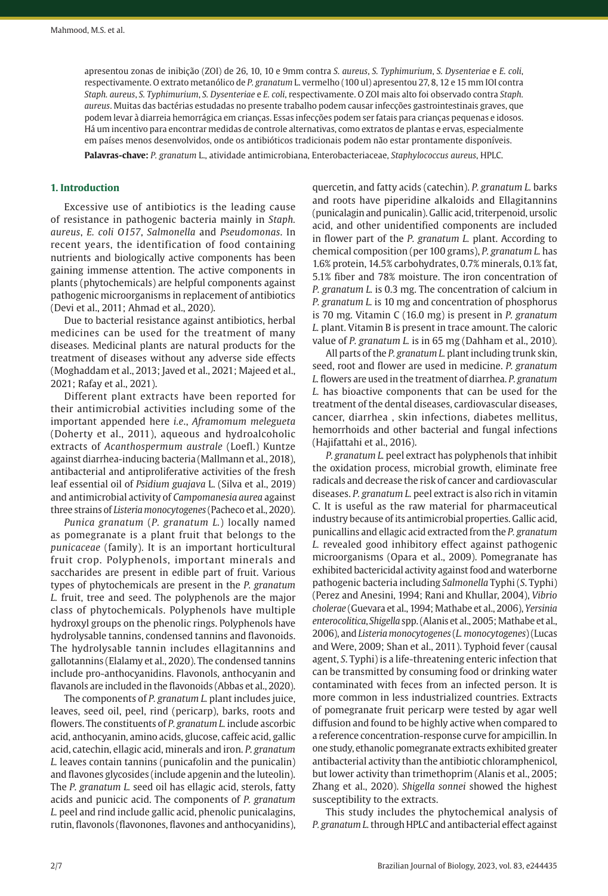apresentou zonas de inibição (ZOI) de 26, 10, 10 e 9mm contra *S. aureus*, *S. Typhimurium*, *S. Dysenteriae* e *E. coli*, respectivamente. O extrato metanólico de *P. granatum* L. vermelho (100 ul) apresentou 27, 8, 12 e 15 mm IOI contra *Staph. aureus*, *S. Typhimurium*, *S. Dysenteriae* e *E. coli*, respectivamente. O ZOI mais alto foi observado contra *Staph. aureus*. Muitas das bactérias estudadas no presente trabalho podem causar infecções gastrointestinais graves, que podem levar à diarreia hemorrágica em crianças. Essas infecções podem ser fatais para crianças pequenas e idosos. Há um incentivo para encontrar medidas de controle alternativas, como extratos de plantas e ervas, especialmente em países menos desenvolvidos, onde os antibióticos tradicionais podem não estar prontamente disponíveis.

**Palavras-chave:** *P. granatum* L., atividade antimicrobiana, Enterobacteriaceae, *Staphylococcus aureus*, HPLC.

## 1. Introduction

Excessive use of antibiotics is the leading cause of resistance in pathogenic bacteria mainly in *Staph. aureus*, *E. coli O157*, *Salmonella* and *Pseudomonas*. In recent years, the identification of food containing nutrients and biologically active components has been gaining immense attention. The active components in plants (phytochemicals) are helpful components against pathogenic microorganisms in replacement of antibiotics (Devi et al., 2011; Ahmad et al., 2020).

Due to bacterial resistance against antibiotics, herbal medicines can be used for the treatment of many diseases. Medicinal plants are natural products for the treatment of diseases without any adverse side effects (Moghaddam et al., 2013; Javed et al., 2021; Majeed et al., 2021; Rafay et al., 2021).

Different plant extracts have been reported for their antimicrobial activities including some of the important appended here *i.e*., *Aframomum melegueta* (Doherty et al., 2011), aqueous and hydroalcoholic extracts of *Acanthospermum australe* (Loefl.) Kuntze against diarrhea-inducing bacteria (Mallmann et al., 2018), antibacterial and antiproliferative activities of the fresh leaf essential oil of *Psidium guajava* L. (Silva et al., 2019) and antimicrobial activity of *Campomanesia aurea* against three strains of *Listeria monocytogenes* (Pacheco et al., 2020).

*Punica granatum* (*P. granatum L.*) locally named as pomegranate is a plant fruit that belongs to the *punicaceae* (family). It is an important horticultural fruit crop. Polyphenols, important minerals and saccharides are present in edible part of fruit. Various types of phytochemicals are present in the *P. granatum L.* fruit, tree and seed. The polyphenols are the major class of phytochemicals. Polyphenols have multiple hydroxyl groups on the phenolic rings. Polyphenols have hydrolysable tannins, condensed tannins and flavonoids. The hydrolysable tannin includes ellagitannins and gallotannins (Elalamy et al., 2020). The condensed tannins include pro-anthocyanidins. Flavonols, anthocyanin and flavanols are included in the flavonoids (Abbas et al., 2020).

The components of *P. granatum L.* plant includes juice, leaves, seed oil, peel, rind (pericarp), barks, roots and flowers. The constituents of *P. granatum L.* include ascorbic acid, anthocyanin, amino acids, glucose, caffeic acid, gallic acid, catechin, ellagic acid, minerals and iron. *P. granatum L.* leaves contain tannins (punicafolin and the punicalin) and flavones glycosides (include apgenin and the luteolin). The *P. granatum L.* seed oil has ellagic acid, sterols, fatty acids and punicic acid. The components of *P. granatum L.* peel and rind include gallic acid, phenolic punicalagins, rutin, flavonols (flavonones, flavones and anthocyanidins), quercetin, and fatty acids (catechin). *P. granatum L.* barks and roots have piperidine alkaloids and Ellagitannins (punicalagin and punicalin). Gallic acid, triterpenoid, ursolic acid, and other unidentified components are included in flower part of the *P. granatum L.* plant. According to chemical composition (per 100 grams), *P. granatum L.* has 1.6% protein, 14.5% carbohydrates, 0.7% minerals, 0.1% fat, 5.1% fiber and 78% moisture. The iron concentration of *P. granatum L.* is 0.3 mg. The concentration of calcium in *P. granatum L.* is 10 mg and concentration of phosphorus is 70 mg. Vitamin C (16.0 mg) is present in *P. granatum L.* plant. Vitamin B is present in trace amount. The caloric value of *P. granatum L.* is in 65 mg (Dahham et al., 2010).

All parts of the *P. granatum L.* plant including trunk skin, seed, root and flower are used in medicine. *P. granatum L.* flowers are used in the treatment of diarrhea. *P. granatum L.* has bioactive components that can be used for the treatment of the dental diseases, cardiovascular diseases, cancer, diarrhea , skin infections, diabetes mellitus, hemorrhoids and other bacterial and fungal infections (Hajifattahi et al., 2016).

*P. granatum L.* peel extract has polyphenols that inhibit the oxidation process, microbial growth, eliminate free radicals and decrease the risk of cancer and cardiovascular diseases. *P. granatum L.* peel extract is also rich in vitamin C. It is useful as the raw material for pharmaceutical industry because of its antimicrobial properties. Gallic acid, punicallins and ellagic acid extracted from the *P. granatum L.* revealed good inhibitory effect against pathogenic microorganisms (Opara et al., 2009). Pomegranate has exhibited bactericidal activity against food and waterborne pathogenic bacteria including *Salmonella* Typhi (*S*. Typhi) (Perez and Anesini, 1994; Rani and Khullar, 2004), *Vibrio cholerae* (Guevara et al., 1994; Mathabe et al., 2006), *Yersinia enterocolitica*, *Shigella* spp. (Alanis et al., 2005; Mathabe et al., 2006), and *Listeria monocytogenes* (*L. monocytogenes*) (Lucas and Were, 2009; Shan et al., 2011). Typhoid fever (causal agent, *S*. Typhi) is a life-threatening enteric infection that can be transmitted by consuming food or drinking water contaminated with feces from an infected person. It is more common in less industrialized countries. Extracts of pomegranate fruit pericarp were tested by agar well diffusion and found to be highly active when compared to a reference concentration-response curve for ampicillin. In one study, ethanolic pomegranate extracts exhibited greater antibacterial activity than the antibiotic chloramphenicol, but lower activity than trimethoprim (Alanis et al., 2005; Zhang et al., 2020). *Shigella sonnei* showed the highest susceptibility to the extracts.

This study includes the phytochemical analysis of *P. granatum L.* through HPLC and antibacterial effect against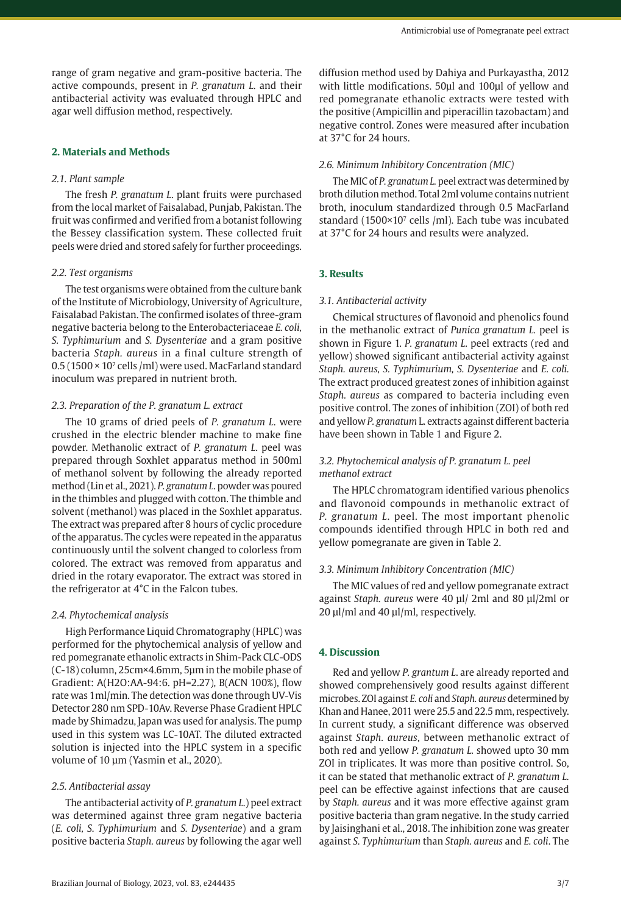range of gram negative and gram-positive bacteria. The active compounds, present in *P. granatum L.* and their antibacterial activity was evaluated through HPLC and agar well diffusion method, respectively.

## 2. Materials and Methods

### *2.1. Plant sample*

The fresh *P. granatum L.* plant fruits were purchased from the local market of Faisalabad, Punjab, Pakistan. The fruit was confirmed and verified from a botanist following the Bessey classification system. These collected fruit peels were dried and stored safely for further proceedings.

### *2.2. Test organisms*

The test organisms were obtained from the culture bank of the Institute of Microbiology, University of Agriculture, Faisalabad Pakistan. The confirmed isolates of three-gram negative bacteria belong to the Enterobacteriaceae *E. coli, S. Typhimurium* and *S. Dysenteriae* and a gram positive bacteria *Staph. aureus* in a final culture strength of 0.5 ($1500 \times 10^7$ cells /ml) were used. MacFarland standard inoculum was prepared in nutrient broth.

### *2.3. Preparation of the P. granatum L. extract*

The 10 grams of dried peels of *P. granatum L.* were crushed in the electric blender machine to make fine powder. Methanolic extract of *P. granatum L.* peel was prepared through Soxhlet apparatus method in 500ml of methanol solvent by following the already reported method (Lin et al., 2021). *P. granatum L.* powder was poured in the thimbles and plugged with cotton. The thimble and solvent (methanol) was placed in the Soxhlet apparatus. The extract was prepared after 8 hours of cyclic procedure of the apparatus. The cycles were repeated in the apparatus continuously until the solvent changed to colorless from colored. The extract was removed from apparatus and dried in the rotary evaporator. The extract was stored in the refrigerator at 4°C in the Falcon tubes.

### *2.4. Phytochemical analysis*

High Performance Liquid Chromatography (HPLC) was performed for the phytochemical analysis of yellow and red pomegranate ethanolic extracts in Shim-Pack CLC-ODS (C-18) column, 25cm×4.6mm, 5µm in the mobile phase of Gradient: A($H_2O$:AA-94:6. pH=2.27), B(ACN 100%), flow rate was 1ml/min. The detection was done through UV-Vis Detector 280 nm SPD-10Av. Reverse Phase Gradient HPLC made by Shimadzu, Japan was used for analysis. The pump used in this system was LC-10AT. The diluted extracted solution is injected into the HPLC system in a specific volume of 10 µm (Yasmin et al., 2020).

### *2.5. Antibacterial assay*

The antibacterial activity of *P. granatum L.*) peel extract was determined against three gram negative bacteria (*E. coli, S. Typhimurium* and *S. Dysenteriae*) and a gram positive bacteria *Staph. aureus* by following the agar well diffusion method used by Dahiya and Purkayastha, 2012 with little modifications. 50µl and 100µl of yellow and red pomegranate ethanolic extracts were tested with the positive (Ampicillin and piperacillin tazobactam) and negative control. Zones were measured after incubation at 37°C for 24 hours.

### *2.6. Minimum Inhibitory Concentration (MIC)*

The MIC of *P. granatum L.* peel extract was determined by broth dilution method. Total 2ml volume contains nutrient broth, inoculum standardized through 0.5 MacFarland standard ($1500 \times 10^7$ cells /ml). Each tube was incubated at 37°C for 24 hours and results were analyzed.

## 3. Results

### *3.1. Antibacterial activity*

Chemical structures of flavonoid and phenolics found in the methanolic extract of *Punica granatum L.* peel is shown in Figure 1. *P. granatum L.* peel extracts (red and yellow) showed significant antibacterial activity against *Staph. aureus, S. Typhimurium, S. Dysenteriae* and *E. coli.* The extract produced greatest zones of inhibition against *Staph. aureus* as compared to bacteria including even positive control. The zones of inhibition (ZOI) of both red and yellow *P. granatum* L. extracts against different bacteria have been shown in Table 1 and Figure 2.

### *3.2. Phytochemical analysis of P. granatum L. peel methanol extract*

The HPLC chromatogram identified various phenolics and flavonoid compounds in methanolic extract of *P. granatum L.* peel. The most important phenolic compounds identified through HPLC in both red and yellow pomegranate are given in Table 2.

### *3.3. Minimum Inhibitory Concentration (MIC)*

The MIC values of red and yellow pomegranate extract against *Staph. aureus* were 40 µl/ 2ml and 80 µl/2ml or 20 µl/ml and 40 µl/ml, respectively.

## 4. Discussion

Red and yellow *P. grantum L*. are already reported and showed comprehensively good results against different microbes. ZOI against *E. coli* and *Staph. aureus* determined by Khan and Hanee, 2011 were 25.5 and 22.5 mm, respectively. In current study, a significant difference was observed against *Staph. aureus*, between methanolic extract of both red and yellow *P. granatum L.* showed upto 30 mm ZOI in triplicates. It was more than positive control. So, it can be stated that methanolic extract of *P. granatum L.* peel can be effective against infections that are caused by *Staph. aureus* and it was more effective against gram positive bacteria than gram negative. In the study carried by Jaisinghani et al., 2018. The inhibition zone was greater against *S. Typhimurium* than *Staph. aureus* and *E. coli*. The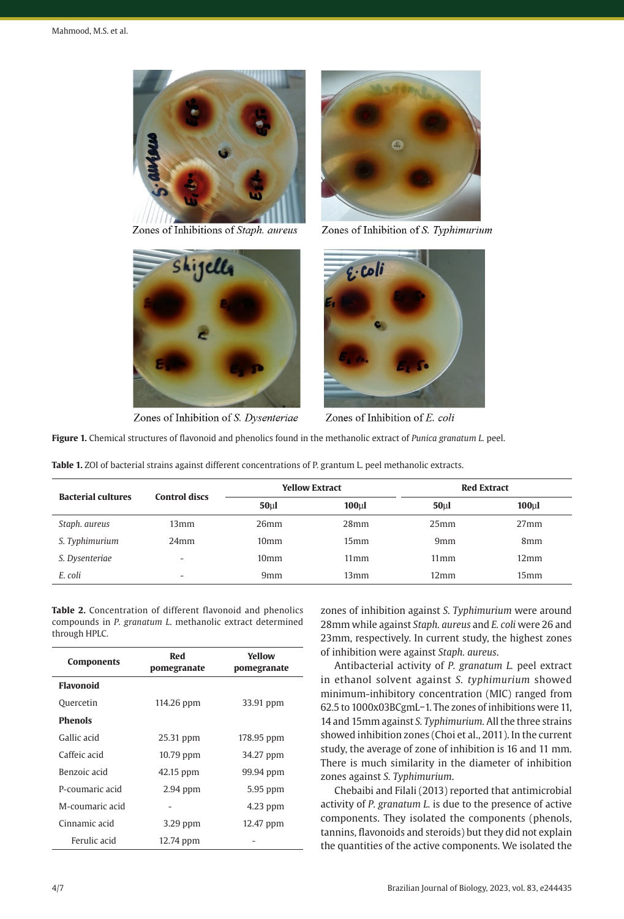Zones of Inhibitions of *Staph. aureus*

Zones of Inhibition of *S. Typhimurium*

Zones of Inhibition of *S. Dysenteriae*

Zones of Inhibition of *E. coli*

**Figure 1.** Chemical structures of flavonoid and phenolics found in the methanolic extract of *Punica granatum L.* peel.

**Table 1.** ZOI of bacterial strains against different concentrations of P. grantum L. peel methanolic extracts.

| Bacterial cultures | Control discs | Yellow Extract | | Red Extract | |
|---|---|---|---|---|---|
| | | 50µl | 100µl | 50µl | 100µl |
| *Staph. aureus* | 13mm | 26mm | 28mm | 25mm | 27mm |
| *S. Typhimurium* | 24mm | 10mm | 15mm | 9mm | 8mm |
| *S. Dysenteriae* | - | 10mm | 11mm | 11mm | 12mm |
| *E. coli* | - | 9mm | 13mm | 12mm | 15mm |

**Table 2.** Concentration of different flavonoid and phenolics compounds in *P. granatum L.* methanolic extract determined through HPLC.

| Components | Red pomegranate | Yellow pomegranate |
|---|---|---|
| **Flavonoid** | | |
| Quercetin | 114.26 ppm | 33.91 ppm |
| **Phenols** | | |
| Gallic acid | 25.31 ppm | 178.95 ppm |
| Caffeic acid | 10.79 ppm | 34.27 ppm |
| Benzoic acid | 42.15 ppm | 99.94 ppm |
| P-coumaric acid | 2.94 ppm | 5.95 ppm |
| M-coumaric acid | - | 4.23 ppm |
| Cinnamic acid | 3.29 ppm | 12.47 ppm |
| Ferulic acid | 12.74 ppm | - |

zones of inhibition against *S. Typhimurium* were around 28mm while against *Staph. aureus* and *E. coli* were 26 and 23mm, respectively. In current study, the highest zones of inhibition were against *Staph. aureus*.

Antibacterial activity of *P. granatum L.* peel extract in ethanol solvent against *S. typhimurium* showed minimum-inhibitory concentration (MIC) ranged from 62.5 to 1000x03BCgmL−1. The zones of inhibitions were 11, 14 and 15mm against *S. Typhimurium*. All the three strains showed inhibition zones (Choi et al., 2011). In the current study, the average of zone of inhibition is 16 and 11 mm. There is much similarity in the diameter of inhibition zones against *S. Typhimurium*.

Chebaibi and Filali (2013) reported that antimicrobial activity of *P. granatum L.* is due to the presence of active components. They isolated the components (phenols, tannins, flavonoids and steroids) but they did not explain the quantities of the active components. We isolated the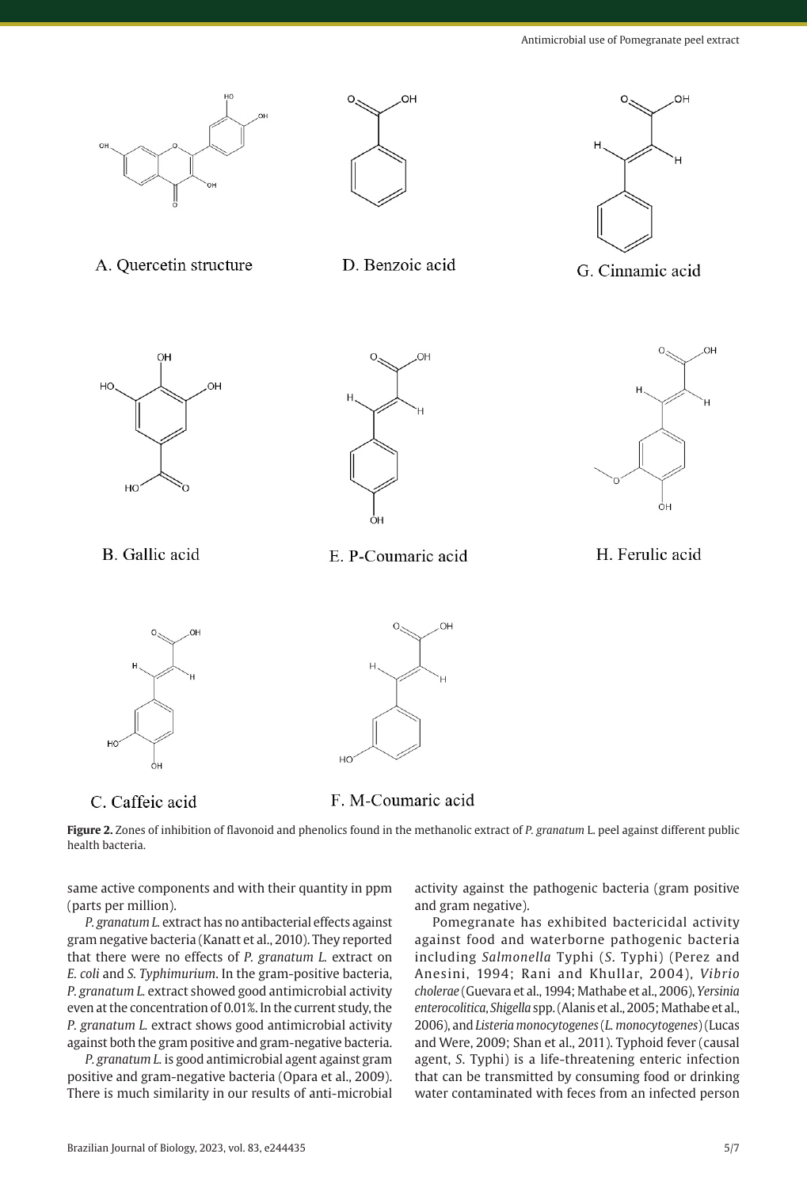A. Quercetin structure

D. Benzoic acid

G. Cinnamic acid

B. Gallic acid

E. P-Coumaric acid

H. Ferulic acid

C. Caffeic acid

F. M-Coumaric acid

**Figure 2.** Zones of inhibition of flavonoid and phenolics found in the methanolic extract of *P. granatum* L. peel against different public health bacteria.

same active components and with their quantity in ppm (parts per million).

*P. granatum L.* extract has no antibacterial effects against gram negative bacteria (Kanatt et al., 2010). They reported that there were no effects of *P. granatum L.* extract on *E. coli* and *S. Typhimurium*. In the gram-positive bacteria, *P. granatum L.* extract showed good antimicrobial activity even at the concentration of 0.01%. In the current study, the *P. granatum L.* extract shows good antimicrobial activity against both the gram positive and gram-negative bacteria.

*P. granatum L.* is good antimicrobial agent against gram positive and gram-negative bacteria (Opara et al., 2009). There is much similarity in our results of anti-microbial activity against the pathogenic bacteria (gram positive and gram negative).

Pomegranate has exhibited bactericidal activity against food and waterborne pathogenic bacteria including *Salmonella* Typhi (*S.* Typhi) (Perez and Anesini, 1994; Rani and Khullar, 2004), *Vibrio cholerae* (Guevara et al., 1994; Mathabe et al., 2006), *Yersinia enterocolitica*, *Shigella* spp. (Alanis et al., 2005; Mathabe et al., 2006), and *Listeria monocytogenes* (*L. monocytogenes*) (Lucas and Were, 2009; Shan et al., 2011). Typhoid fever (causal agent, *S.* Typhi) is a life-threatening enteric infection that can be transmitted by consuming food or drinking water contaminated with feces from an infected person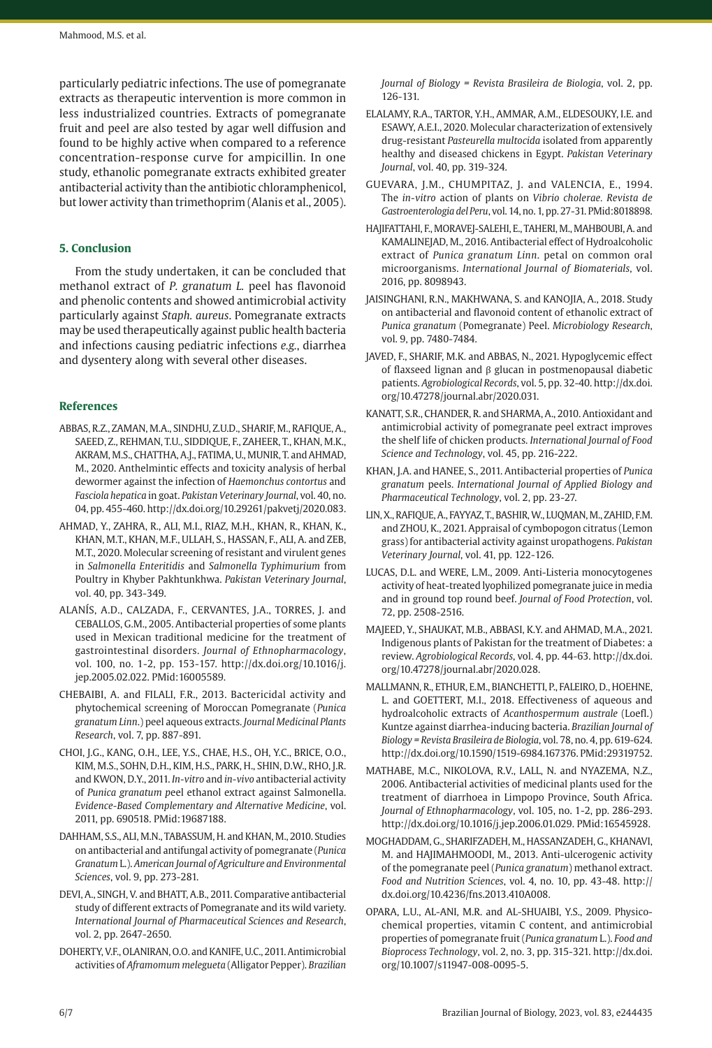particularly pediatric infections. The use of pomegranate extracts as therapeutic intervention is more common in less industrialized countries. Extracts of pomegranate fruit and peel are also tested by agar well diffusion and found to be highly active when compared to a reference concentration-response curve for ampicillin. In one study, ethanolic pomegranate extracts exhibited greater antibacterial activity than the antibiotic chloramphenicol, but lower activity than trimethoprim (Alanis et al., 2005).

## 5. Conclusion

From the study undertaken, it can be concluded that methanol extract of *P. granatum L.* peel has flavonoid and phenolic contents and showed antimicrobial activity particularly against *Staph. aureus*. Pomegranate extracts may be used therapeutically against public health bacteria and infections causing pediatric infections *e.g.*, diarrhea and dysentery along with several other diseases.

## References

ABBAS, R.Z., ZAMAN, M.A., SINDHU, Z.U.D., SHARIF, M., RAFIQUE, A., SAEED, Z., REHMAN, T.U., SIDDIQUE, F., ZAHEER, T., KHAN, M.K., AKRAM, M.S., CHATTHA, A.J., FATIMA, U., MUNIR, T. and AHMAD, M., 2020. Anthelmintic effects and toxicity analysis of herbal dewormer against the infection of *Haemonchus contortus* and *Fasciola hepatica* in goat. *Pakistan Veterinary Journal*, vol. 40, no. 04, pp. 455-460. http://dx.doi.org/10.29261/pakvetj/2020.083.

AHMAD, Y., ZAHRA, R., ALI, M.I., RIAZ, M.H., KHAN, R., KHAN, K., KHAN, M.T., KHAN, M.F., ULLAH, S., HASSAN, F., ALI, A. and ZEB, M.T., 2020. Molecular screening of resistant and virulent genes in *Salmonella Enteritidis* and *Salmonella Typhimurium* from Poultry in Khyber Pakhtunkhwa. *Pakistan Veterinary Journal*, vol. 40, pp. 343-349.

ALANÍS, A.D., CALZADA, F., CERVANTES, J.A., TORRES, J. and CEBALLOS, G.M., 2005. Antibacterial properties of some plants used in Mexican traditional medicine for the treatment of gastrointestinal disorders. *Journal of Ethnopharmacology*, vol. 100, no. 1-2, pp. 153-157. http://dx.doi.org/10.1016/j.jep.2005.02.022. PMid:16005589.

CHEBAIBI, A. and FILALI, F.R., 2013. Bactericidal activity and phytochemical screening of Moroccan Pomegranate (*Punica granatum Linn*.) peel aqueous extracts. *Journal Medicinal Plants Research*, vol. 7, pp. 887-891.

CHOI, J.G., KANG, O.H., LEE, Y.S., CHAE, H.S., OH, Y.C., BRICE, O.O., KIM, M.S., SOHN, D.H., KIM, H.S., PARK, H., SHIN, D.W., RHO, J.R. and KWON, D.Y., 2011. *In-vitro* and *in-vivo* antibacterial activity of *Punica granatum p*eel ethanol extract against Salmonella. *Evidence-Based Complementary and Alternative Medicine*, vol. 2011, pp. 690518. PMid:19687188.

DAHHAM, S.S., ALI, M.N., TABASSUM, H. and KHAN, M., 2010. Studies on antibacterial and antifungal activity of pomegranate (*Punica Granatum* L.). *American Journal of Agriculture and Environmental Sciences*, vol. 9, pp. 273-281.

DEVI, A., SINGH, V. and BHATT, A.B., 2011. Comparative antibacterial study of different extracts of Pomegranate and its wild variety. *International Journal of Pharmaceutical Sciences and Research*, vol. 2, pp. 2647-2650.

DOHERTY, V.F., OLANIRAN, O.O. and KANIFE, U.C., 2011. Antimicrobial activities of *Aframomum melegueta* (Alligator Pepper). *Brazilian Journal of Biology = Revista Brasileira de Biologia*, vol. 2, pp. 126-131.

ELALAMY, R.A., TARTOR, Y.H., AMMAR, A.M., ELDESOUKY, I.E. and ESAWY, A.E.I., 2020. Molecular characterization of extensively drug-resistant *Pasteurella multocida* isolated from apparently healthy and diseased chickens in Egypt. *Pakistan Veterinary Journal*, vol. 40, pp. 319-324.

GUEVARA, J.M., CHUMPITAZ, J. and VALENCIA, E., 1994. The *in-vitro* action of plants on *Vibrio cholerae. Revista de Gastroenterologia del Peru*, vol. 14, no. 1, pp. 27-31. PMid:8018898.

HAJIFATTAHI, F., MORAVEJ-SALEHI, E., TAHERI, M., MAHBOUBI, A. and KAMALINEJAD, M., 2016. Antibacterial effect of Hydroalcoholic extract of *Punica granatum Linn*. petal on common oral microorganisms. *International Journal of Biomaterials*, vol. 2016, pp. 8098943.

JAISINGHANI, R.N., MAKHWANA, S. and KANOJIA, A., 2018. Study on antibacterial and flavonoid content of ethanolic extract of *Punica granatum* (Pomegranate) Peel. *Microbiology Research*, vol. 9, pp. 7480-7484.

JAVED, F., SHARIF, M.K. and ABBAS, N., 2021. Hypoglycemic effect of flaxseed lignan and β glucan in postmenopausal diabetic patients. *Agrobiological Records*, vol. 5, pp. 32-40. http://dx.doi.org/10.47278/journal.abr/2020.031.

KANATT, S.R., CHANDER, R. and SHARMA, A., 2010. Antioxidant and antimicrobial activity of pomegranate peel extract improves the shelf life of chicken products. *International Journal of Food Science and Technology*, vol. 45, pp. 216-222.

KHAN, J.A. and HANEE, S., 2011. Antibacterial properties of *Punica granatum* peels. *International Journal of Applied Biology and Pharmaceutical Technology*, vol. 2, pp. 23-27.

LIN, X., RAFIQUE, A., FAYYAZ, T., BASHIR, W., LUQMAN, M., ZAHID, F.M. and ZHOU, K., 2021. Appraisal of cymbopogon citratus (Lemon grass) for antibacterial activity against uropathogens. *Pakistan Veterinary Journal*, vol. 41, pp. 122-126.

LUCAS, D.L. and WERE, L.M., 2009. Anti-Listeria monocytogenes activity of heat-treated lyophilized pomegranate juice in media and in ground top round beef. *Journal of Food Protection*, vol. 72, pp. 2508-2516.

MAJEED, Y., SHAUKAT, M.B., ABBASI, K.Y. and AHMAD, M.A., 2021. Indigenous plants of Pakistan for the treatment of Diabetes: a review. *Agrobiological Records*, vol. 4, pp. 44-63. http://dx.doi.org/10.47278/journal.abr/2020.028.

MALLMANN, R., ETHUR, E.M., BIANCHETTI, P., FALEIRO, D., HOEHNE, L. and GOETTERT, M.I., 2018. Effectiveness of aqueous and hydroalcoholic extracts of *Acanthospermum australe* (Loefl.) Kuntze against diarrhea-inducing bacteria. *Brazilian Journal of Biology = Revista Brasileira de Biologia*, vol. 78, no. 4, pp. 619-624. http://dx.doi.org/10.1590/1519-6984.167376. PMid:29319752.

MATHABE, M.C., NIKOLOVA, R.V., LALL, N. and NYAZEMA, N.Z., 2006. Antibacterial activities of medicinal plants used for the treatment of diarrhoea in Limpopo Province, South Africa. *Journal of Ethnopharmacology*, vol. 105, no. 1-2, pp. 286-293. http://dx.doi.org/10.1016/j.jep.2006.01.029. PMid:16545928.

MOGHADDAM, G., SHARIFZADEH, M., HASSANZADEH, G., KHANAVI, M. and HAJIMAHMOODI, M., 2013. Anti-ulcerogenic activity of the pomegranate peel (*Punica granatum*) methanol extract. *Food and Nutrition Sciences*, vol. 4, no. 10, pp. 43-48. http://dx.doi.org/10.4236/fns.2013.410A008.

OPARA, L.U., AL-ANI, M.R. and AL-SHUAIBI, Y.S., 2009. Physico-chemical properties, vitamin C content, and antimicrobial properties of pomegranate fruit (*Punica granatum* L.). *Food and Bioprocess Technology*, vol. 2, no. 3, pp. 315-321. http://dx.doi.org/10.1007/s11947-008-0095-5.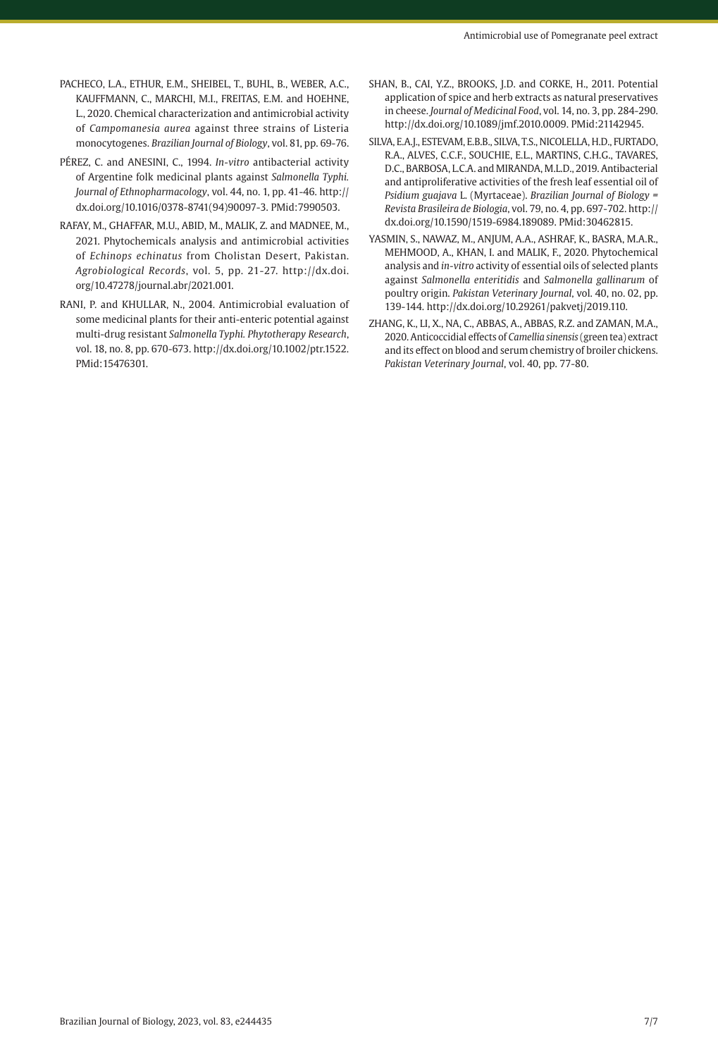PACHECO, L.A., ETHUR, E.M., SHEIBEL, T., BUHL, B., WEBER, A.C., KAUFFMANN, C., MARCHI, M.I., FREITAS, E.M. and HOEHNE, L., 2020. Chemical characterization and antimicrobial activity of *Campomanesia aurea* against three strains of Listeria monocytogenes. *Brazilian Journal of Biology*, vol. 81, pp. 69-76.

PÉREZ, C. and ANESINI, C., 1994. *In-vitro* antibacterial activity of Argentine folk medicinal plants against *Salmonella Typhi. Journal of Ethnopharmacology*, vol. 44, no. 1, pp. 41-46. http://dx.doi.org/10.1016/0378-8741(94)90097-3. PMid:7990503.

RAFAY, M., GHAFFAR, M.U., ABID, M., MALIK, Z. and MADNEE, M., 2021. Phytochemicals analysis and antimicrobial activities of *Echinops echinatus* from Cholistan Desert, Pakistan. *Agrobiological Records*, vol. 5, pp. 21-27. http://dx.doi.org/10.47278/journal.abr/2021.001.

RANI, P. and KHULLAR, N., 2004. Antimicrobial evaluation of some medicinal plants for their anti-enteric potential against multi-drug resistant *Salmonella Typhi. Phytotherapy Research*, vol. 18, no. 8, pp. 670-673. http://dx.doi.org/10.1002/ptr.1522. PMid:15476301.

SHAN, B., CAI, Y.Z., BROOKS, J.D. and CORKE, H., 2011. Potential application of spice and herb extracts as natural preservatives in cheese. *Journal of Medicinal Food*, vol. 14, no. 3, pp. 284-290. http://dx.doi.org/10.1089/jmf.2010.0009. PMid:21142945.

SILVA, E.A.J., ESTEVAM, E.B.B., SILVA, T.S., NICOLELLA, H.D., FURTADO, R.A., ALVES, C.C.F., SOUCHIE, E.L., MARTINS, C.H.G., TAVARES, D.C., BARBOSA, L.C.A. and MIRANDA, M.L.D., 2019. Antibacterial and antiproliferative activities of the fresh leaf essential oil of *Psidium guajava* L. (Myrtaceae). *Brazilian Journal of Biology = Revista Brasileira de Biologia*, vol. 79, no. 4, pp. 697-702. http://dx.doi.org/10.1590/1519-6984.189089. PMid:30462815.

YASMIN, S., NAWAZ, M., ANJUM, A.A., ASHRAF, K., BASRA, M.A.R., MEHMOOD, A., KHAN, I. and MALIK, F., 2020. Phytochemical analysis and *in-vitro* activity of essential oils of selected plants against *Salmonella enteritidis* and *Salmonella gallinarum* of poultry origin. *Pakistan Veterinary Journal*, vol. 40, no. 02, pp. 139-144. http://dx.doi.org/10.29261/pakvetj/2019.110.

ZHANG, K., LI, X., NA, C., ABBAS, A., ABBAS, R.Z. and ZAMAN, M.A., 2020. Anticoccidial effects of *Camellia sinensis* (green tea) extract and its effect on blood and serum chemistry of broiler chickens. *Pakistan Veterinary Journal*, vol. 40, pp. 77-80.